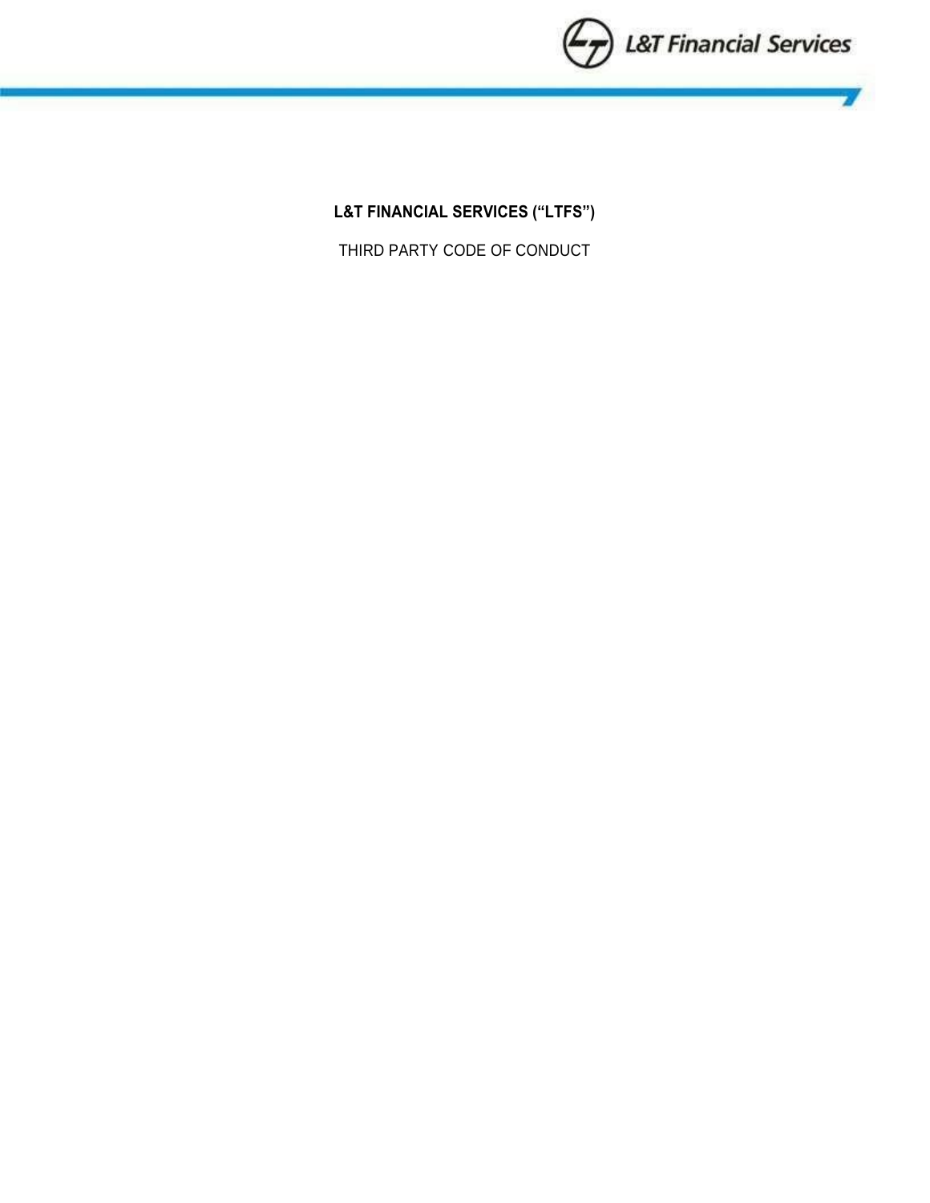# L&T FINANCIAL SERVICES ("LTFS")

THIRD PARTY CODE OF CONDUCT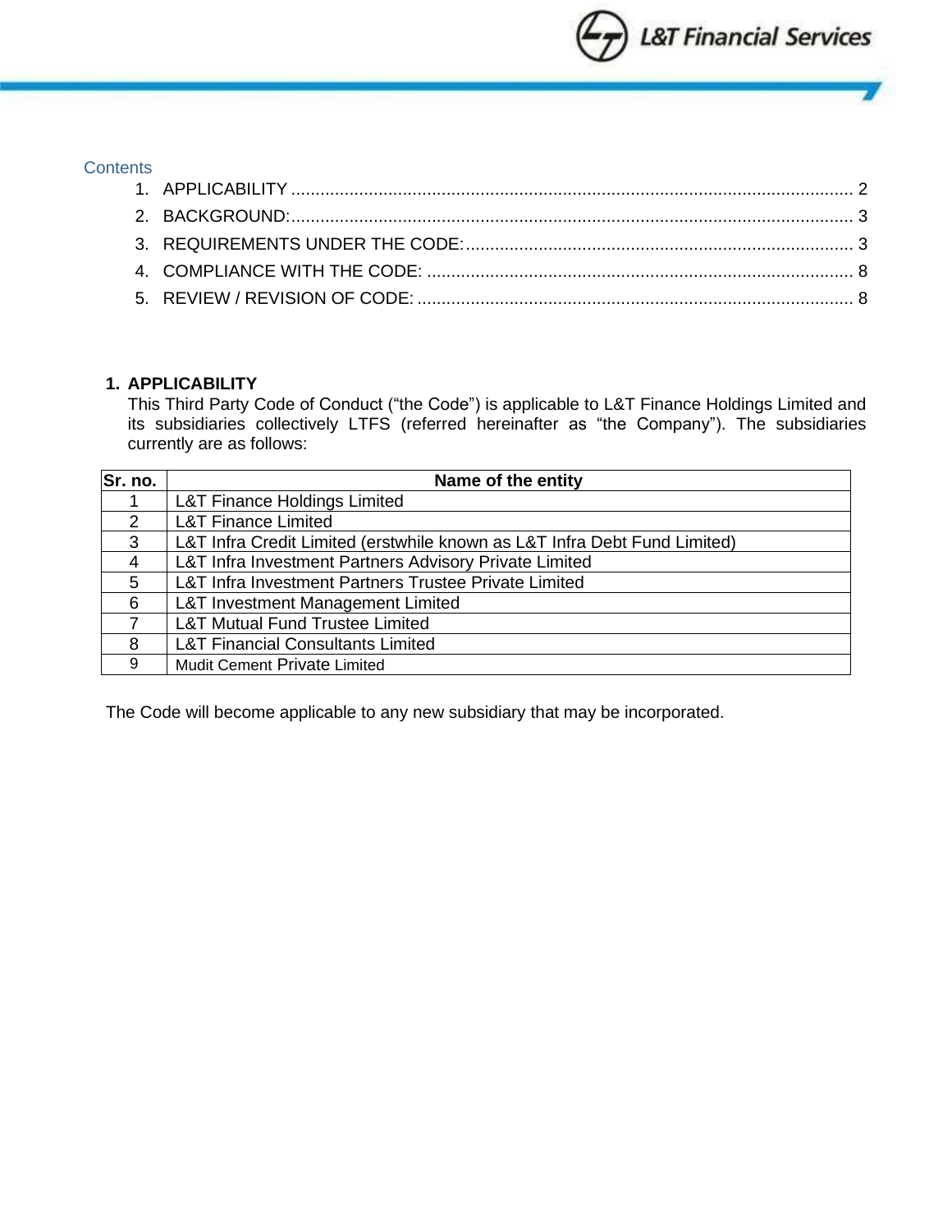Contents

1. APPLICABILITY .................................................................................................................. 2
2. BACKGROUND:.................................................................................................................. 3
3. REQUIREMENTS UNDER THE CODE:................................................................................ 3
4. COMPLIANCE WITH THE CODE: ....................................................................................... 8
5. REVIEW / REVISION OF CODE: ......................................................................................... 8

## 1. APPLICABILITY

This Third Party Code of Conduct ("the Code") is applicable to L&T Finance Holdings Limited and its subsidiaries collectively LTFS (referred hereinafter as "the Company"). The subsidiaries currently are as follows:

| Sr. no. | Name of the entity |
|---|---|
| 1 | L&T Finance Holdings Limited |
| 2 | L&T Finance Limited |
| 3 | L&T Infra Credit Limited (erstwhile known as L&T Infra Debt Fund Limited) |
| 4 | L&T Infra Investment Partners Advisory Private Limited |
| 5 | L&T Infra Investment Partners Trustee Private Limited |
| 6 | L&T Investment Management Limited |
| 7 | L&T Mutual Fund Trustee Limited |
| 8 | L&T Financial Consultants Limited |
| 9 | Mudit Cement Private Limited |

The Code will become applicable to any new subsidiary that may be incorporated.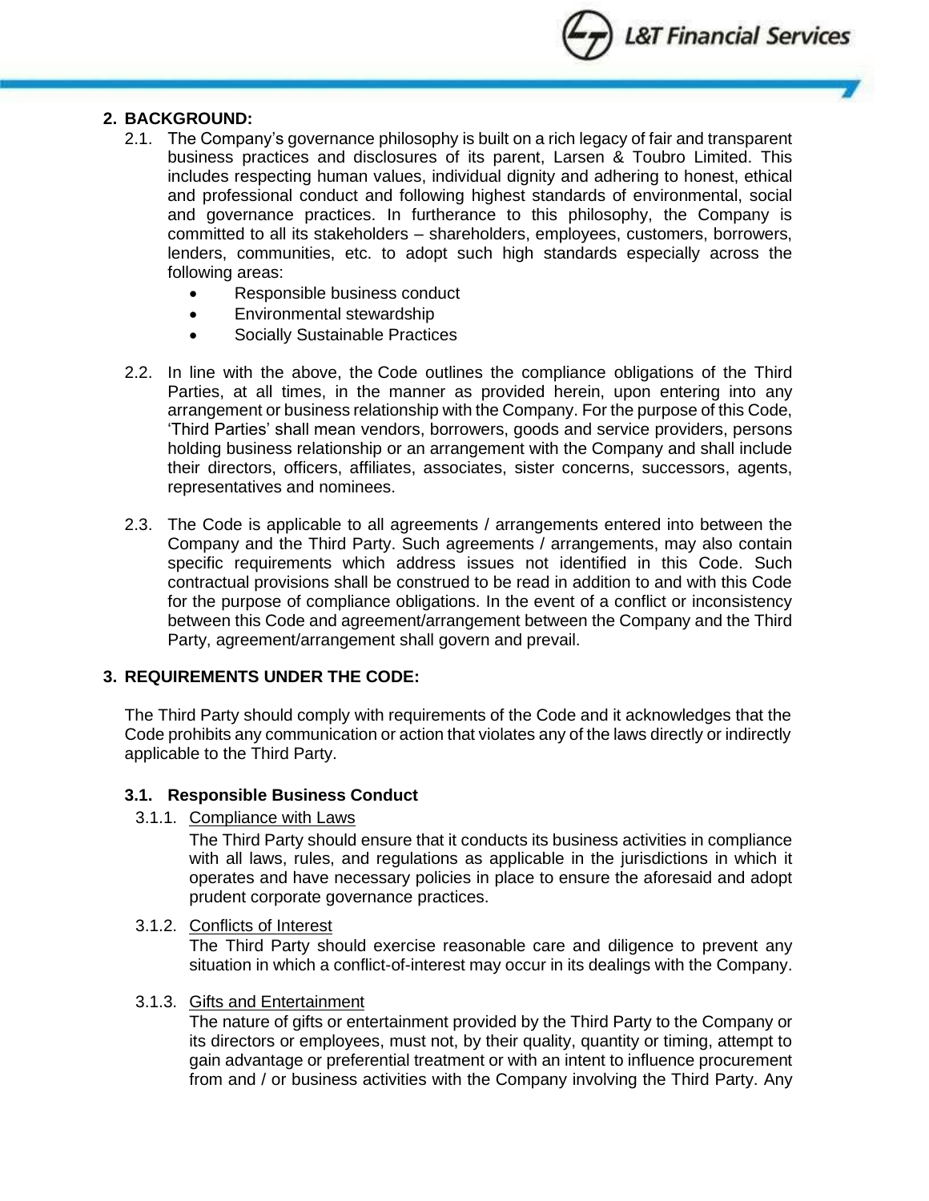## 2. BACKGROUND:

2.1. The Company's governance philosophy is built on a rich legacy of fair and transparent business practices and disclosures of its parent, Larsen & Toubro Limited. This includes respecting human values, individual dignity and adhering to honest, ethical and professional conduct and following highest standards of environmental, social and governance practices. In furtherance to this philosophy, the Company is committed to all its stakeholders – shareholders, employees, customers, borrowers, lenders, communities, etc. to adopt such high standards especially across the following areas:

- Responsible business conduct
- Environmental stewardship
- Socially Sustainable Practices

2.2. In line with the above, the Code outlines the compliance obligations of the Third Parties, at all times, in the manner as provided herein, upon entering into any arrangement or business relationship with the Company. For the purpose of this Code, 'Third Parties' shall mean vendors, borrowers, goods and service providers, persons holding business relationship or an arrangement with the Company and shall include their directors, officers, affiliates, associates, sister concerns, successors, agents, representatives and nominees.

2.3. The Code is applicable to all agreements / arrangements entered into between the Company and the Third Party. Such agreements / arrangements, may also contain specific requirements which address issues not identified in this Code. Such contractual provisions shall be construed to be read in addition to and with this Code for the purpose of compliance obligations. In the event of a conflict or inconsistency between this Code and agreement/arrangement between the Company and the Third Party, agreement/arrangement shall govern and prevail.

## 3. REQUIREMENTS UNDER THE CODE:

The Third Party should comply with requirements of the Code and it acknowledges that the Code prohibits any communication or action that violates any of the laws directly or indirectly applicable to the Third Party.

### 3.1. Responsible Business Conduct

3.1.1. Compliance with Laws

The Third Party should ensure that it conducts its business activities in compliance with all laws, rules, and regulations as applicable in the jurisdictions in which it operates and have necessary policies in place to ensure the aforesaid and adopt prudent corporate governance practices.

3.1.2. Conflicts of Interest

The Third Party should exercise reasonable care and diligence to prevent any situation in which a conflict-of-interest may occur in its dealings with the Company.

3.1.3. Gifts and Entertainment

The nature of gifts or entertainment provided by the Third Party to the Company or its directors or employees, must not, by their quality, quantity or timing, attempt to gain advantage or preferential treatment or with an intent to influence procurement from and / or business activities with the Company involving the Third Party. Any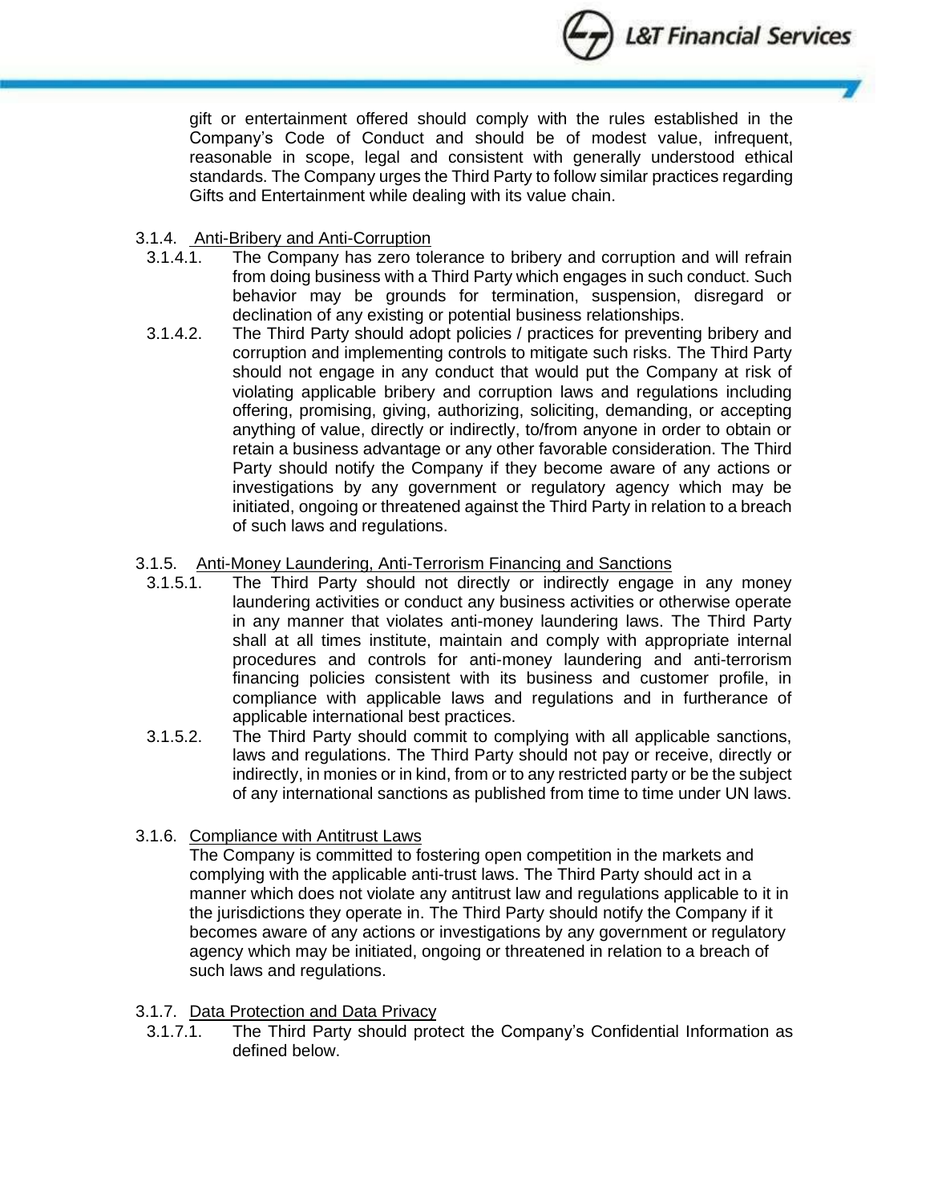gift or entertainment offered should comply with the rules established in the Company's Code of Conduct and should be of modest value, infrequent, reasonable in scope, legal and consistent with generally understood ethical standards. The Company urges the Third Party to follow similar practices regarding Gifts and Entertainment while dealing with its value chain.

3.1.4. Anti-Bribery and Anti-Corruption

3.1.4.1. The Company has zero tolerance to bribery and corruption and will refrain from doing business with a Third Party which engages in such conduct. Such behavior may be grounds for termination, suspension, disregard or declination of any existing or potential business relationships.

3.1.4.2. The Third Party should adopt policies / practices for preventing bribery and corruption and implementing controls to mitigate such risks. The Third Party should not engage in any conduct that would put the Company at risk of violating applicable bribery and corruption laws and regulations including offering, promising, giving, authorizing, soliciting, demanding, or accepting anything of value, directly or indirectly, to/from anyone in order to obtain or retain a business advantage or any other favorable consideration. The Third Party should notify the Company if they become aware of any actions or investigations by any government or regulatory agency which may be initiated, ongoing or threatened against the Third Party in relation to a breach of such laws and regulations.

3.1.5. Anti-Money Laundering, Anti-Terrorism Financing and Sanctions

3.1.5.1. The Third Party should not directly or indirectly engage in any money laundering activities or conduct any business activities or otherwise operate in any manner that violates anti-money laundering laws. The Third Party shall at all times institute, maintain and comply with appropriate internal procedures and controls for anti-money laundering and anti-terrorism financing policies consistent with its business and customer profile, in compliance with applicable laws and regulations and in furtherance of applicable international best practices.

3.1.5.2. The Third Party should commit to complying with all applicable sanctions, laws and regulations. The Third Party should not pay or receive, directly or indirectly, in monies or in kind, from or to any restricted party or be the subject of any international sanctions as published from time to time under UN laws.

3.1.6. Compliance with Antitrust Laws

The Company is committed to fostering open competition in the markets and complying with the applicable anti-trust laws. The Third Party should act in a manner which does not violate any antitrust law and regulations applicable to it in the jurisdictions they operate in. The Third Party should notify the Company if it becomes aware of any actions or investigations by any government or regulatory agency which may be initiated, ongoing or threatened in relation to a breach of such laws and regulations.

3.1.7. Data Protection and Data Privacy

3.1.7.1. The Third Party should protect the Company's Confidential Information as defined below.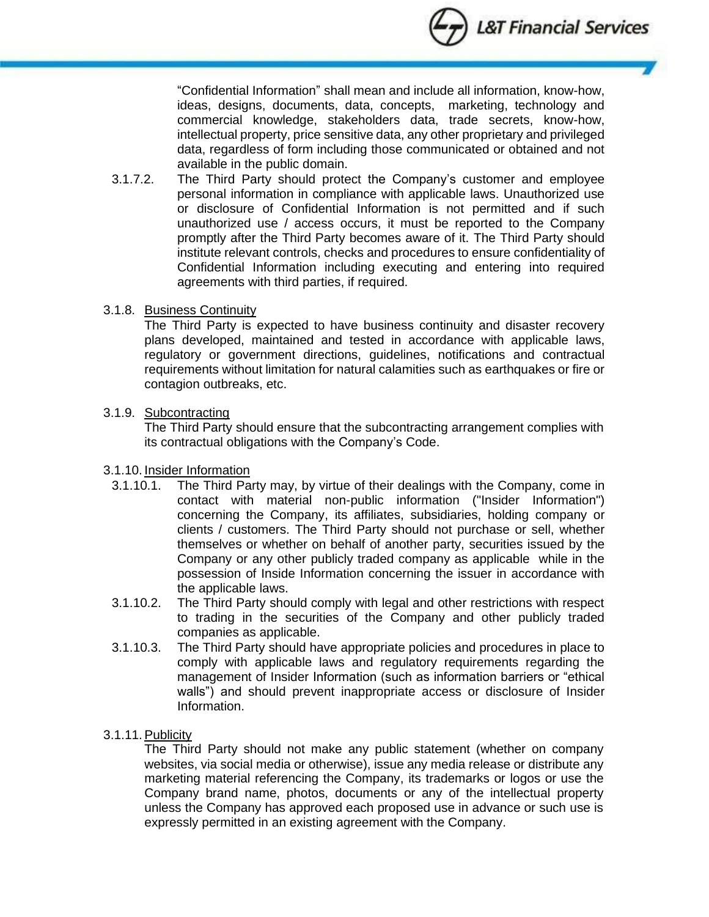"Confidential Information" shall mean and include all information, know-how, ideas, designs, documents, data, concepts, marketing, technology and commercial knowledge, stakeholders data, trade secrets, know-how, intellectual property, price sensitive data, any other proprietary and privileged data, regardless of form including those communicated or obtained and not available in the public domain.

3.1.7.2. The Third Party should protect the Company's customer and employee personal information in compliance with applicable laws. Unauthorized use or disclosure of Confidential Information is not permitted and if such unauthorized use / access occurs, it must be reported to the Company promptly after the Third Party becomes aware of it. The Third Party should institute relevant controls, checks and procedures to ensure confidentiality of Confidential Information including executing and entering into required agreements with third parties, if required.

3.1.8. <u>Business Continuity</u>

The Third Party is expected to have business continuity and disaster recovery plans developed, maintained and tested in accordance with applicable laws, regulatory or government directions, guidelines, notifications and contractual requirements without limitation for natural calamities such as earthquakes or fire or contagion outbreaks, etc.

3.1.9. <u>Subcontracting</u>

The Third Party should ensure that the subcontracting arrangement complies with its contractual obligations with the Company's Code.

3.1.10. <u>Insider Information</u>

3.1.10.1. The Third Party may, by virtue of their dealings with the Company, come in contact with material non-public information ("Insider Information") concerning the Company, its affiliates, subsidiaries, holding company or clients / customers. The Third Party should not purchase or sell, whether themselves or whether on behalf of another party, securities issued by the Company or any other publicly traded company as applicable while in the possession of Inside Information concerning the issuer in accordance with the applicable laws.

3.1.10.2. The Third Party should comply with legal and other restrictions with respect to trading in the securities of the Company and other publicly traded companies as applicable.

3.1.10.3. The Third Party should have appropriate policies and procedures in place to comply with applicable laws and regulatory requirements regarding the management of Insider Information (such as information barriers or "ethical walls") and should prevent inappropriate access or disclosure of Insider Information.

3.1.11. <u>Publicity</u>

The Third Party should not make any public statement (whether on company websites, via social media or otherwise), issue any media release or distribute any marketing material referencing the Company, its trademarks or logos or use the Company brand name, photos, documents or any of the intellectual property unless the Company has approved each proposed use in advance or such use is expressly permitted in an existing agreement with the Company.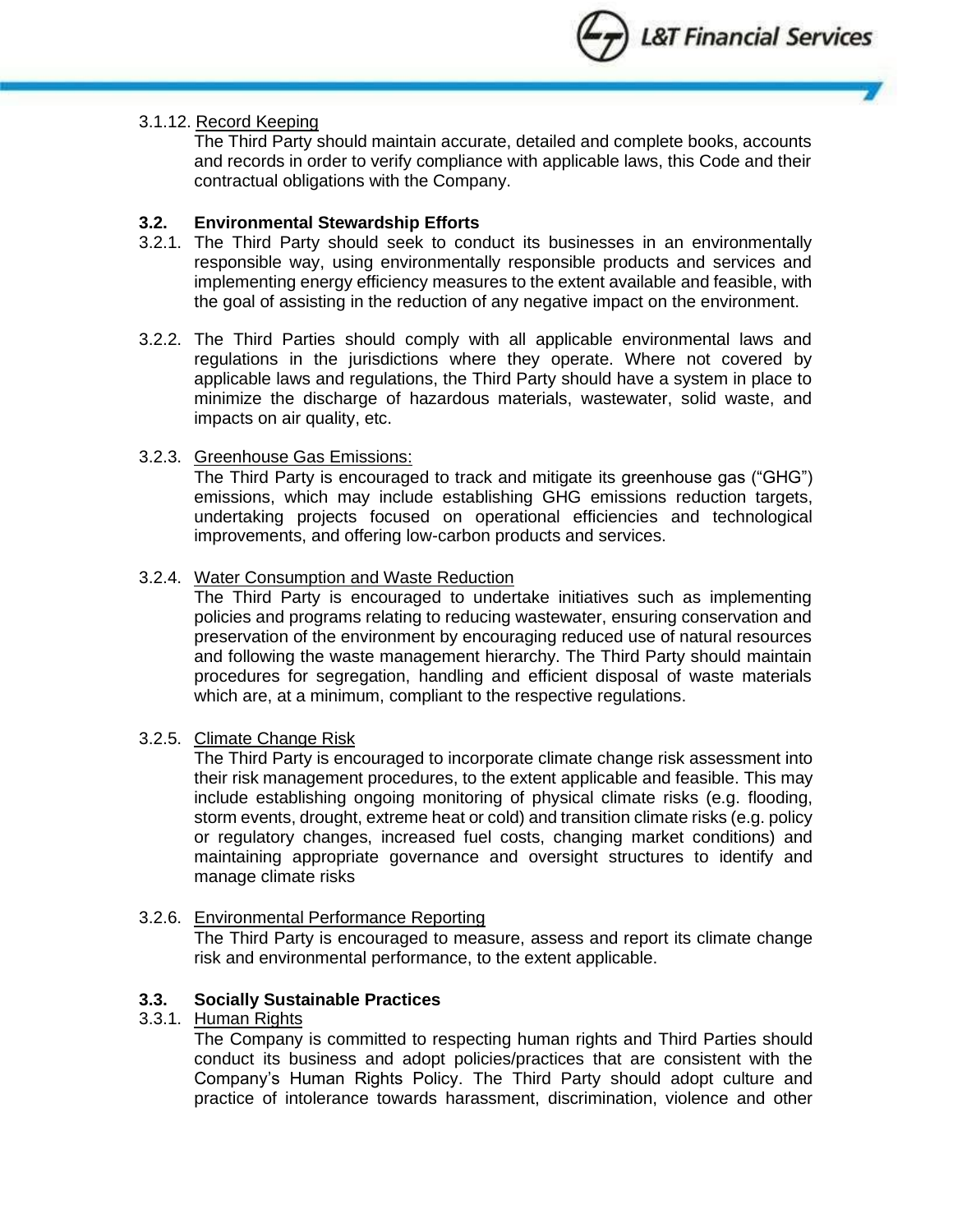3.1.12. Record Keeping

The Third Party should maintain accurate, detailed and complete books, accounts and records in order to verify compliance with applicable laws, this Code and their contractual obligations with the Company.

### 3.2. Environmental Stewardship Efforts

3.2.1. The Third Party should seek to conduct its businesses in an environmentally responsible way, using environmentally responsible products and services and implementing energy efficiency measures to the extent available and feasible, with the goal of assisting in the reduction of any negative impact on the environment.

3.2.2. The Third Parties should comply with all applicable environmental laws and regulations in the jurisdictions where they operate. Where not covered by applicable laws and regulations, the Third Party should have a system in place to minimize the discharge of hazardous materials, wastewater, solid waste, and impacts on air quality, etc.

3.2.3. Greenhouse Gas Emissions:

The Third Party is encouraged to track and mitigate its greenhouse gas ("GHG") emissions, which may include establishing GHG emissions reduction targets, undertaking projects focused on operational efficiencies and technological improvements, and offering low-carbon products and services.

3.2.4. Water Consumption and Waste Reduction

The Third Party is encouraged to undertake initiatives such as implementing policies and programs relating to reducing wastewater, ensuring conservation and preservation of the environment by encouraging reduced use of natural resources and following the waste management hierarchy. The Third Party should maintain procedures for segregation, handling and efficient disposal of waste materials which are, at a minimum, compliant to the respective regulations.

3.2.5. Climate Change Risk

The Third Party is encouraged to incorporate climate change risk assessment into their risk management procedures, to the extent applicable and feasible. This may include establishing ongoing monitoring of physical climate risks (e.g. flooding, storm events, drought, extreme heat or cold) and transition climate risks (e.g. policy or regulatory changes, increased fuel costs, changing market conditions) and maintaining appropriate governance and oversight structures to identify and manage climate risks

3.2.6. Environmental Performance Reporting

The Third Party is encouraged to measure, assess and report its climate change risk and environmental performance, to the extent applicable.

### 3.3. Socially Sustainable Practices

3.3.1. Human Rights

The Company is committed to respecting human rights and Third Parties should conduct its business and adopt policies/practices that are consistent with the Company's Human Rights Policy. The Third Party should adopt culture and practice of intolerance towards harassment, discrimination, violence and other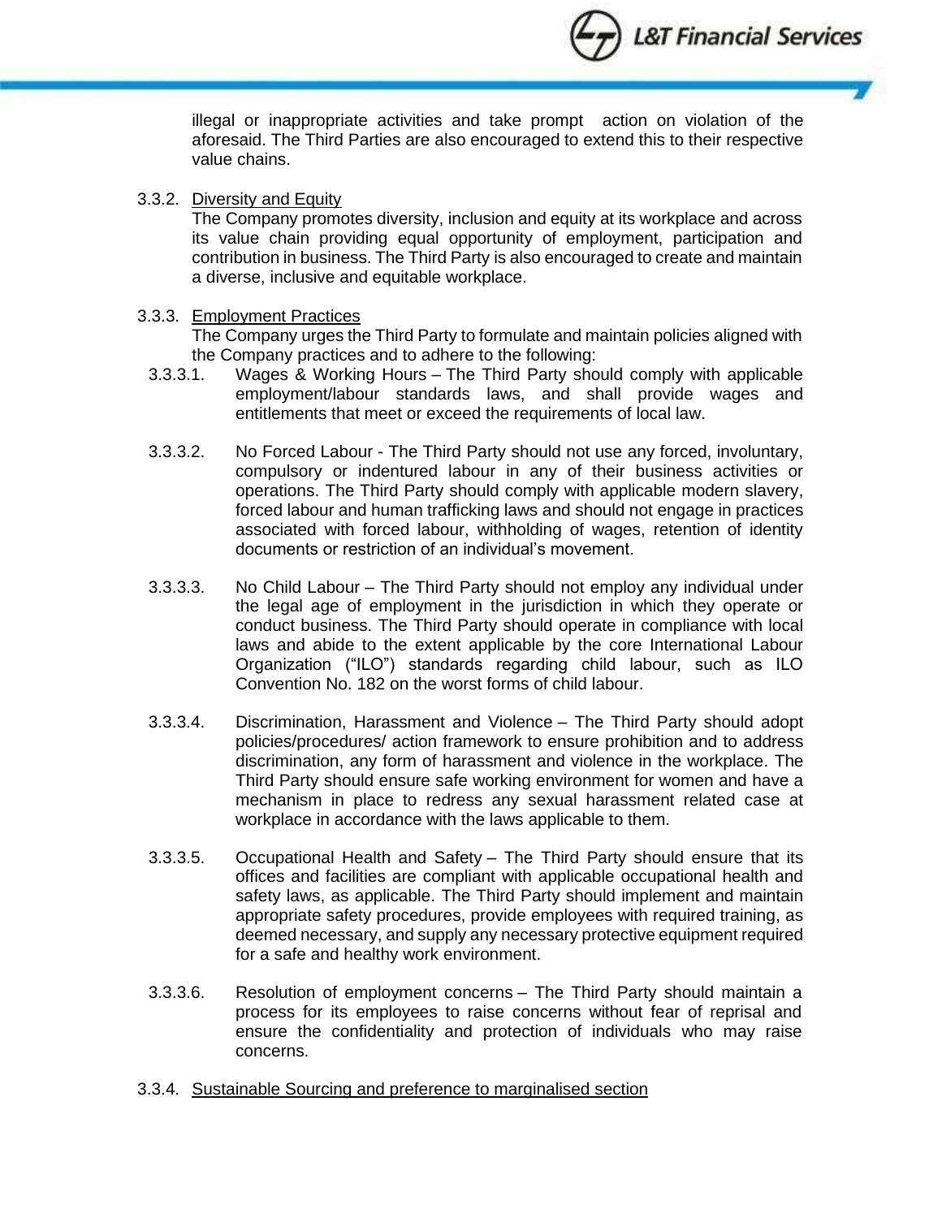illegal or inappropriate activities and take prompt action on violation of the aforesaid. The Third Parties are also encouraged to extend this to their respective value chains.

3.3.2. <u>Diversity and Equity</u>

The Company promotes diversity, inclusion and equity at its workplace and across its value chain providing equal opportunity of employment, participation and contribution in business. The Third Party is also encouraged to create and maintain a diverse, inclusive and equitable workplace.

3.3.3. <u>Employment Practices</u>

The Company urges the Third Party to formulate and maintain policies aligned with the Company practices and to adhere to the following:

3.3.3.1. Wages & Working Hours – The Third Party should comply with applicable employment/labour standards laws, and shall provide wages and entitlements that meet or exceed the requirements of local law.

3.3.3.2. No Forced Labour - The Third Party should not use any forced, involuntary, compulsory or indentured labour in any of their business activities or operations. The Third Party should comply with applicable modern slavery, forced labour and human trafficking laws and should not engage in practices associated with forced labour, withholding of wages, retention of identity documents or restriction of an individual's movement.

3.3.3.3. No Child Labour – The Third Party should not employ any individual under the legal age of employment in the jurisdiction in which they operate or conduct business. The Third Party should operate in compliance with local laws and abide to the extent applicable by the core International Labour Organization ("ILO") standards regarding child labour, such as ILO Convention No. 182 on the worst forms of child labour.

3.3.3.4. Discrimination, Harassment and Violence – The Third Party should adopt policies/procedures/ action framework to ensure prohibition and to address discrimination, any form of harassment and violence in the workplace. The Third Party should ensure safe working environment for women and have a mechanism in place to redress any sexual harassment related case at workplace in accordance with the laws applicable to them.

3.3.3.5. Occupational Health and Safety – The Third Party should ensure that its offices and facilities are compliant with applicable occupational health and safety laws, as applicable. The Third Party should implement and maintain appropriate safety procedures, provide employees with required training, as deemed necessary, and supply any necessary protective equipment required for a safe and healthy work environment.

3.3.3.6. Resolution of employment concerns – The Third Party should maintain a process for its employees to raise concerns without fear of reprisal and ensure the confidentiality and protection of individuals who may raise concerns.

3.3.4. <u>Sustainable Sourcing and preference to marginalised section</u>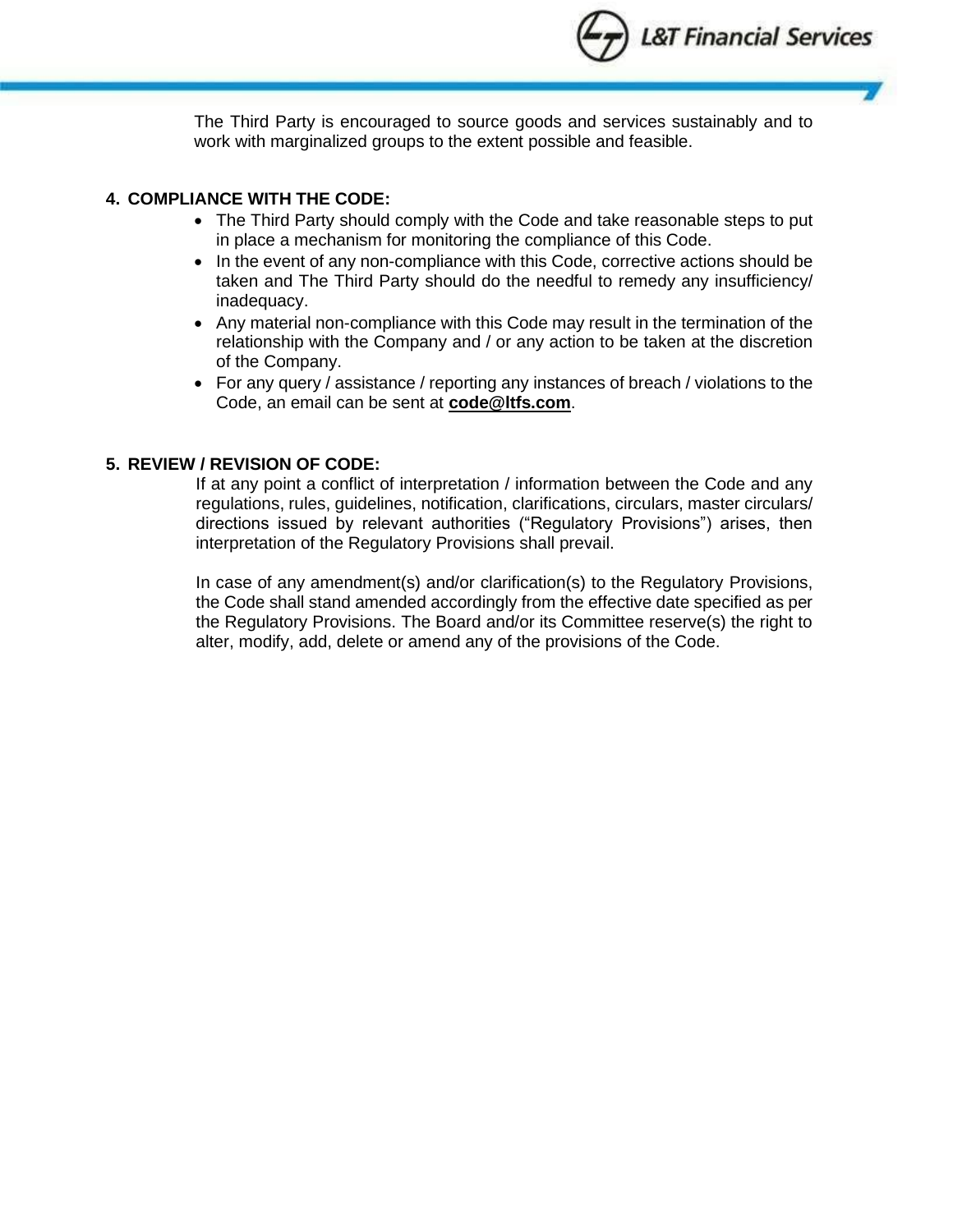The Third Party is encouraged to source goods and services sustainably and to work with marginalized groups to the extent possible and feasible.

## 4. COMPLIANCE WITH THE CODE:

- The Third Party should comply with the Code and take reasonable steps to put in place a mechanism for monitoring the compliance of this Code.
- In the event of any non-compliance with this Code, corrective actions should be taken and The Third Party should do the needful to remedy any insufficiency/ inadequacy.
- Any material non-compliance with this Code may result in the termination of the relationship with the Company and / or any action to be taken at the discretion of the Company.
- For any query / assistance / reporting any instances of breach / violations to the Code, an email can be sent at **code@ltfs.com**.

## 5. REVIEW / REVISION OF CODE:

If at any point a conflict of interpretation / information between the Code and any regulations, rules, guidelines, notification, clarifications, circulars, master circulars/ directions issued by relevant authorities ("Regulatory Provisions") arises, then interpretation of the Regulatory Provisions shall prevail.

In case of any amendment(s) and/or clarification(s) to the Regulatory Provisions, the Code shall stand amended accordingly from the effective date specified as per the Regulatory Provisions. The Board and/or its Committee reserve(s) the right to alter, modify, add, delete or amend any of the provisions of the Code.